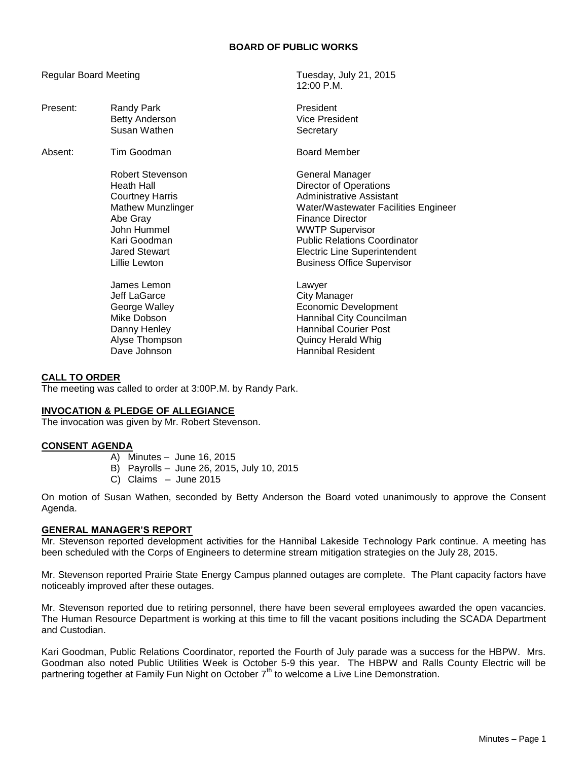**BOARD OF PUBLIC WORKS**

Regular Board Meeting — Tuesday, July 21, 2015, 12:00 P.M.

| | | |
|---|---|---|
| Present: | Randy Park | President |
| | Betty Anderson | Vice President |
| | Susan Wathen | Secretary |
| Absent: | Tim Goodman | Board Member |
| | Robert Stevenson | General Manager |
| | Heath Hall | Director of Operations |
| | Courtney Harris | Administrative Assistant |
| | Mathew Munzlinger | Water/Wastewater Facilities Engineer |
| | Abe Gray | Finance Director |
| | John Hummel | WWTP Supervisor |
| | Kari Goodman | Public Relations Coordinator |
| | Jared Stewart | Electric Line Superintendent |
| | Lillie Lewton | Business Office Supervisor |
| | James Lemon | Lawyer |
| | Jeff LaGarce | City Manager |
| | George Walley | Economic Development |
| | Mike Dobson | Hannibal City Councilman |
| | Danny Henley | Hannibal Courier Post |
| | Alyse Thompson | Quincy Herald Whig |
| | Dave Johnson | Hannibal Resident |

**CALL TO ORDER**

The meeting was called to order at 3:00P.M. by Randy Park.

**INVOCATION & PLEDGE OF ALLEGIANCE**

The invocation was given by Mr. Robert Stevenson.

**CONSENT AGENDA**

A) Minutes – June 16, 2015
B) Payrolls – June 26, 2015, July 10, 2015
C) Claims – June 2015

On motion of Susan Wathen, seconded by Betty Anderson the Board voted unanimously to approve the Consent Agenda.

**GENERAL MANAGER'S REPORT**

Mr. Stevenson reported development activities for the Hannibal Lakeside Technology Park continue. A meeting has been scheduled with the Corps of Engineers to determine stream mitigation strategies on the July 28, 2015.

Mr. Stevenson reported Prairie State Energy Campus planned outages are complete. The Plant capacity factors have noticeably improved after these outages.

Mr. Stevenson reported due to retiring personnel, there have been several employees awarded the open vacancies. The Human Resource Department is working at this time to fill the vacant positions including the SCADA Department and Custodian.

Kari Goodman, Public Relations Coordinator, reported the Fourth of July parade was a success for the HBPW. Mrs. Goodman also noted Public Utilities Week is October 5-9 this year. The HBPW and Ralls County Electric will be partnering together at Family Fun Night on October 7th to welcome a Live Line Demonstration.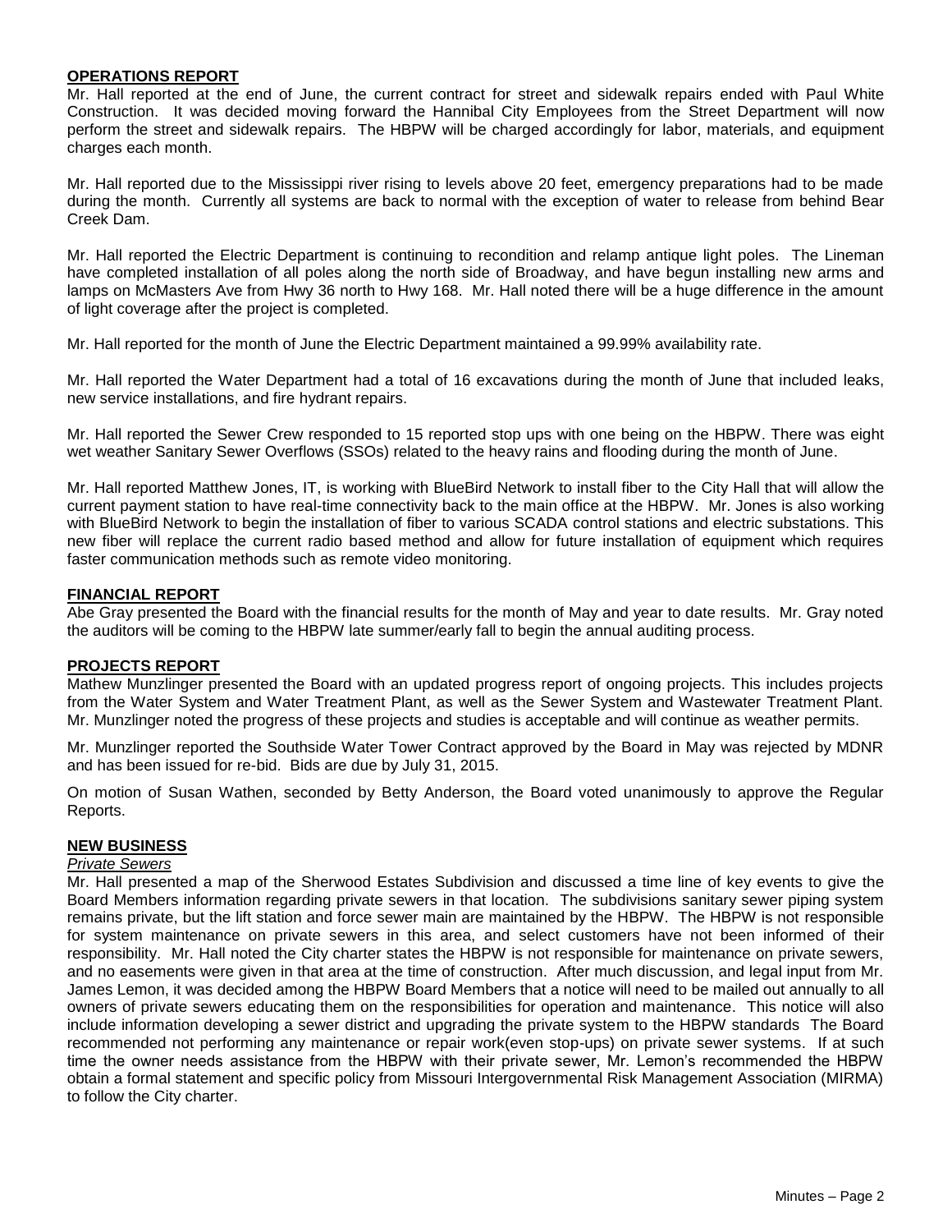## OPERATIONS REPORT

Mr. Hall reported at the end of June, the current contract for street and sidewalk repairs ended with Paul White Construction. It was decided moving forward the Hannibal City Employees from the Street Department will now perform the street and sidewalk repairs. The HBPW will be charged accordingly for labor, materials, and equipment charges each month.

Mr. Hall reported due to the Mississippi river rising to levels above 20 feet, emergency preparations had to be made during the month. Currently all systems are back to normal with the exception of water to release from behind Bear Creek Dam.

Mr. Hall reported the Electric Department is continuing to recondition and relamp antique light poles. The Lineman have completed installation of all poles along the north side of Broadway, and have begun installing new arms and lamps on McMasters Ave from Hwy 36 north to Hwy 168. Mr. Hall noted there will be a huge difference in the amount of light coverage after the project is completed.

Mr. Hall reported for the month of June the Electric Department maintained a 99.99% availability rate.

Mr. Hall reported the Water Department had a total of 16 excavations during the month of June that included leaks, new service installations, and fire hydrant repairs.

Mr. Hall reported the Sewer Crew responded to 15 reported stop ups with one being on the HBPW. There was eight wet weather Sanitary Sewer Overflows (SSOs) related to the heavy rains and flooding during the month of June.

Mr. Hall reported Matthew Jones, IT, is working with BlueBird Network to install fiber to the City Hall that will allow the current payment station to have real-time connectivity back to the main office at the HBPW. Mr. Jones is also working with BlueBird Network to begin the installation of fiber to various SCADA control stations and electric substations. This new fiber will replace the current radio based method and allow for future installation of equipment which requires faster communication methods such as remote video monitoring.

## FINANCIAL REPORT

Abe Gray presented the Board with the financial results for the month of May and year to date results. Mr. Gray noted the auditors will be coming to the HBPW late summer/early fall to begin the annual auditing process.

## PROJECTS REPORT

Mathew Munzlinger presented the Board with an updated progress report of ongoing projects. This includes projects from the Water System and Water Treatment Plant, as well as the Sewer System and Wastewater Treatment Plant. Mr. Munzlinger noted the progress of these projects and studies is acceptable and will continue as weather permits.

Mr. Munzlinger reported the Southside Water Tower Contract approved by the Board in May was rejected by MDNR and has been issued for re-bid. Bids are due by July 31, 2015.

On motion of Susan Wathen, seconded by Betty Anderson, the Board voted unanimously to approve the Regular Reports.

## NEW BUSINESS

*Private Sewers*

Mr. Hall presented a map of the Sherwood Estates Subdivision and discussed a time line of key events to give the Board Members information regarding private sewers in that location. The subdivisions sanitary sewer piping system remains private, but the lift station and force sewer main are maintained by the HBPW. The HBPW is not responsible for system maintenance on private sewers in this area, and select customers have not been informed of their responsibility. Mr. Hall noted the City charter states the HBPW is not responsible for maintenance on private sewers, and no easements were given in that area at the time of construction. After much discussion, and legal input from Mr. James Lemon, it was decided among the HBPW Board Members that a notice will need to be mailed out annually to all owners of private sewers educating them on the responsibilities for operation and maintenance. This notice will also include information developing a sewer district and upgrading the private system to the HBPW standards The Board recommended not performing any maintenance or repair work(even stop-ups) on private sewer systems. If at such time the owner needs assistance from the HBPW with their private sewer, Mr. Lemon's recommended the HBPW obtain a formal statement and specific policy from Missouri Intergovernmental Risk Management Association (MIRMA) to follow the City charter.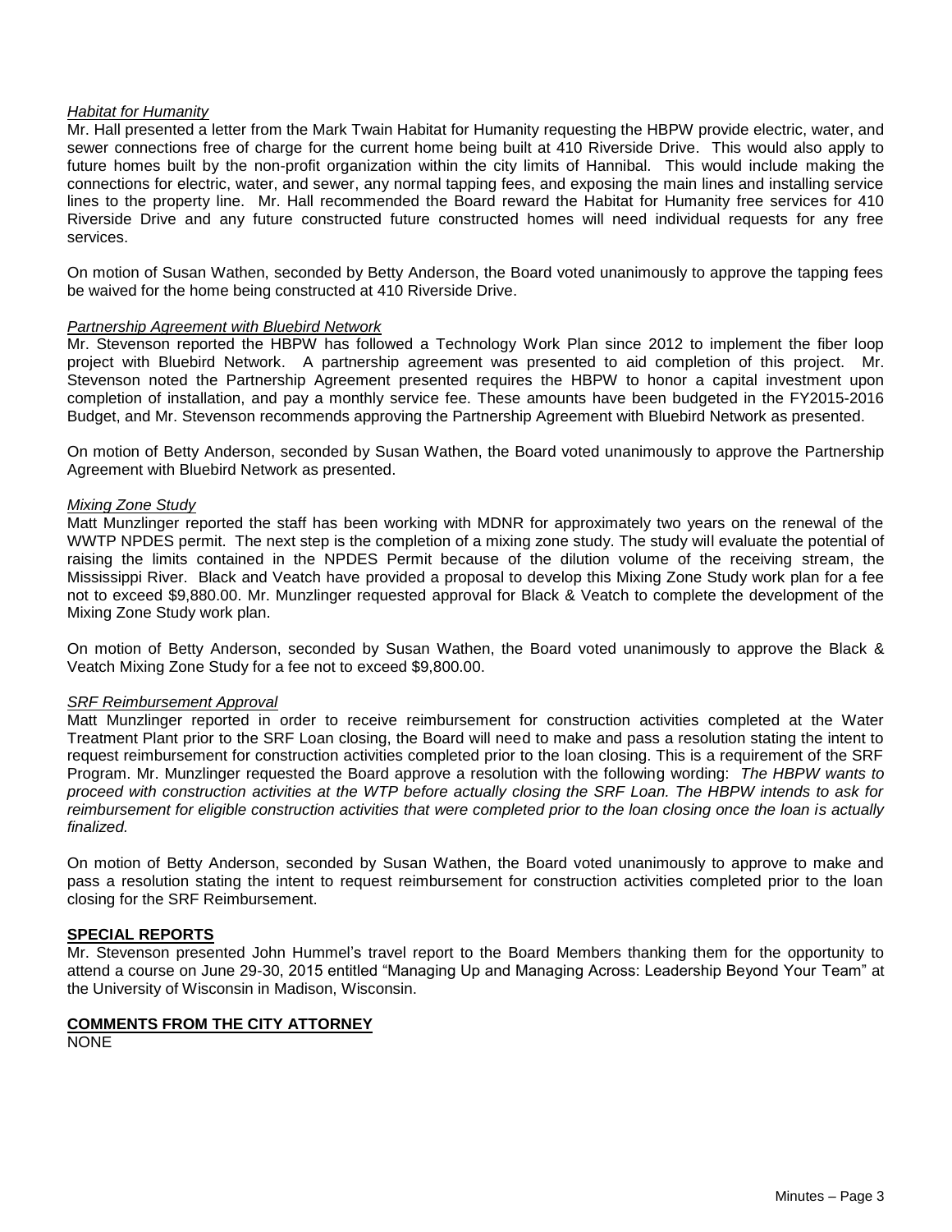*Habitat for Humanity*

Mr. Hall presented a letter from the Mark Twain Habitat for Humanity requesting the HBPW provide electric, water, and sewer connections free of charge for the current home being built at 410 Riverside Drive. This would also apply to future homes built by the non-profit organization within the city limits of Hannibal. This would include making the connections for electric, water, and sewer, any normal tapping fees, and exposing the main lines and installing service lines to the property line. Mr. Hall recommended the Board reward the Habitat for Humanity free services for 410 Riverside Drive and any future constructed future constructed homes will need individual requests for any free services.

On motion of Susan Wathen, seconded by Betty Anderson, the Board voted unanimously to approve the tapping fees be waived for the home being constructed at 410 Riverside Drive.

*Partnership Agreement with Bluebird Network*

Mr. Stevenson reported the HBPW has followed a Technology Work Plan since 2012 to implement the fiber loop project with Bluebird Network. A partnership agreement was presented to aid completion of this project. Mr. Stevenson noted the Partnership Agreement presented requires the HBPW to honor a capital investment upon completion of installation, and pay a monthly service fee. These amounts have been budgeted in the FY2015-2016 Budget, and Mr. Stevenson recommends approving the Partnership Agreement with Bluebird Network as presented.

On motion of Betty Anderson, seconded by Susan Wathen, the Board voted unanimously to approve the Partnership Agreement with Bluebird Network as presented.

*Mixing Zone Study*

Matt Munzlinger reported the staff has been working with MDNR for approximately two years on the renewal of the WWTP NPDES permit. The next step is the completion of a mixing zone study. The study will evaluate the potential of raising the limits contained in the NPDES Permit because of the dilution volume of the receiving stream, the Mississippi River. Black and Veatch have provided a proposal to develop this Mixing Zone Study work plan for a fee not to exceed $9,880.00. Mr. Munzlinger requested approval for Black & Veatch to complete the development of the Mixing Zone Study work plan.

On motion of Betty Anderson, seconded by Susan Wathen, the Board voted unanimously to approve the Black & Veatch Mixing Zone Study for a fee not to exceed $9,800.00.

*SRF Reimbursement Approval*

Matt Munzlinger reported in order to receive reimbursement for construction activities completed at the Water Treatment Plant prior to the SRF Loan closing, the Board will need to make and pass a resolution stating the intent to request reimbursement for construction activities completed prior to the loan closing. This is a requirement of the SRF Program. Mr. Munzlinger requested the Board approve a resolution with the following wording: *The HBPW wants to proceed with construction activities at the WTP before actually closing the SRF Loan. The HBPW intends to ask for reimbursement for eligible construction activities that were completed prior to the loan closing once the loan is actually finalized.*

On motion of Betty Anderson, seconded by Susan Wathen, the Board voted unanimously to approve to make and pass a resolution stating the intent to request reimbursement for construction activities completed prior to the loan closing for the SRF Reimbursement.

## SPECIAL REPORTS

Mr. Stevenson presented John Hummel's travel report to the Board Members thanking them for the opportunity to attend a course on June 29-30, 2015 entitled "Managing Up and Managing Across: Leadership Beyond Your Team" at the University of Wisconsin in Madison, Wisconsin.

## COMMENTS FROM THE CITY ATTORNEY

NONE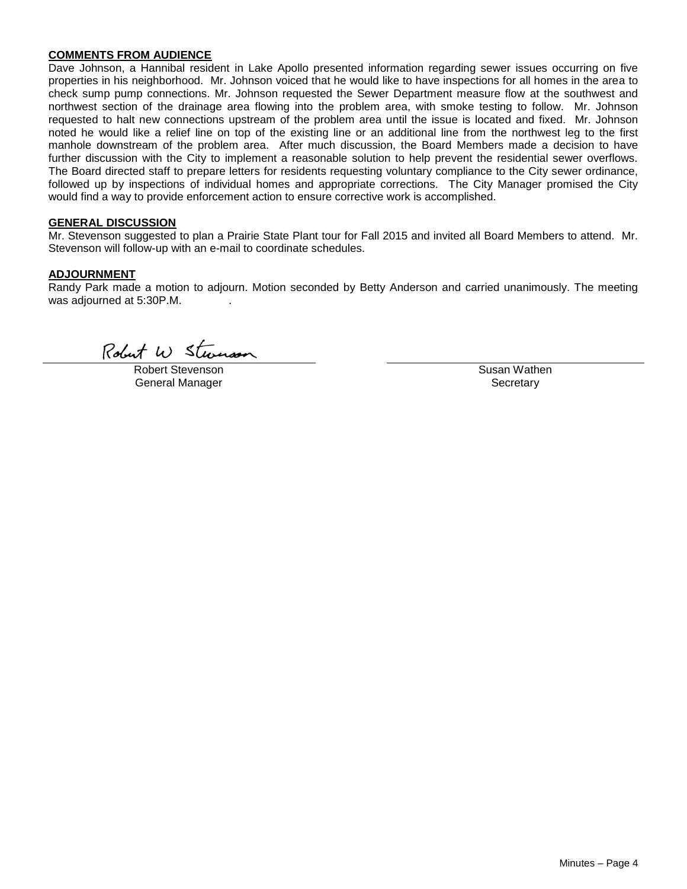**COMMENTS FROM AUDIENCE**

Dave Johnson, a Hannibal resident in Lake Apollo presented information regarding sewer issues occurring on five properties in his neighborhood. Mr. Johnson voiced that he would like to have inspections for all homes in the area to check sump pump connections. Mr. Johnson requested the Sewer Department measure flow at the southwest and northwest section of the drainage area flowing into the problem area, with smoke testing to follow. Mr. Johnson requested to halt new connections upstream of the problem area until the issue is located and fixed. Mr. Johnson noted he would like a relief line on top of the existing line or an additional line from the northwest leg to the first manhole downstream of the problem area. After much discussion, the Board Members made a decision to have further discussion with the City to implement a reasonable solution to help prevent the residential sewer overflows. The Board directed staff to prepare letters for residents requesting voluntary compliance to the City sewer ordinance, followed up by inspections of individual homes and appropriate corrections. The City Manager promised the City would find a way to provide enforcement action to ensure corrective work is accomplished.

**GENERAL DISCUSSION**

Mr. Stevenson suggested to plan a Prairie State Plant tour for Fall 2015 and invited all Board Members to attend. Mr. Stevenson will follow-up with an e-mail to coordinate schedules.

**ADJOURNMENT**

Randy Park made a motion to adjourn. Motion seconded by Betty Anderson and carried unanimously. The meeting was adjourned at 5:30P.M. .

Robert W Stevenson

Robert Stevenson
General Manager

Susan Wathen
Secretary